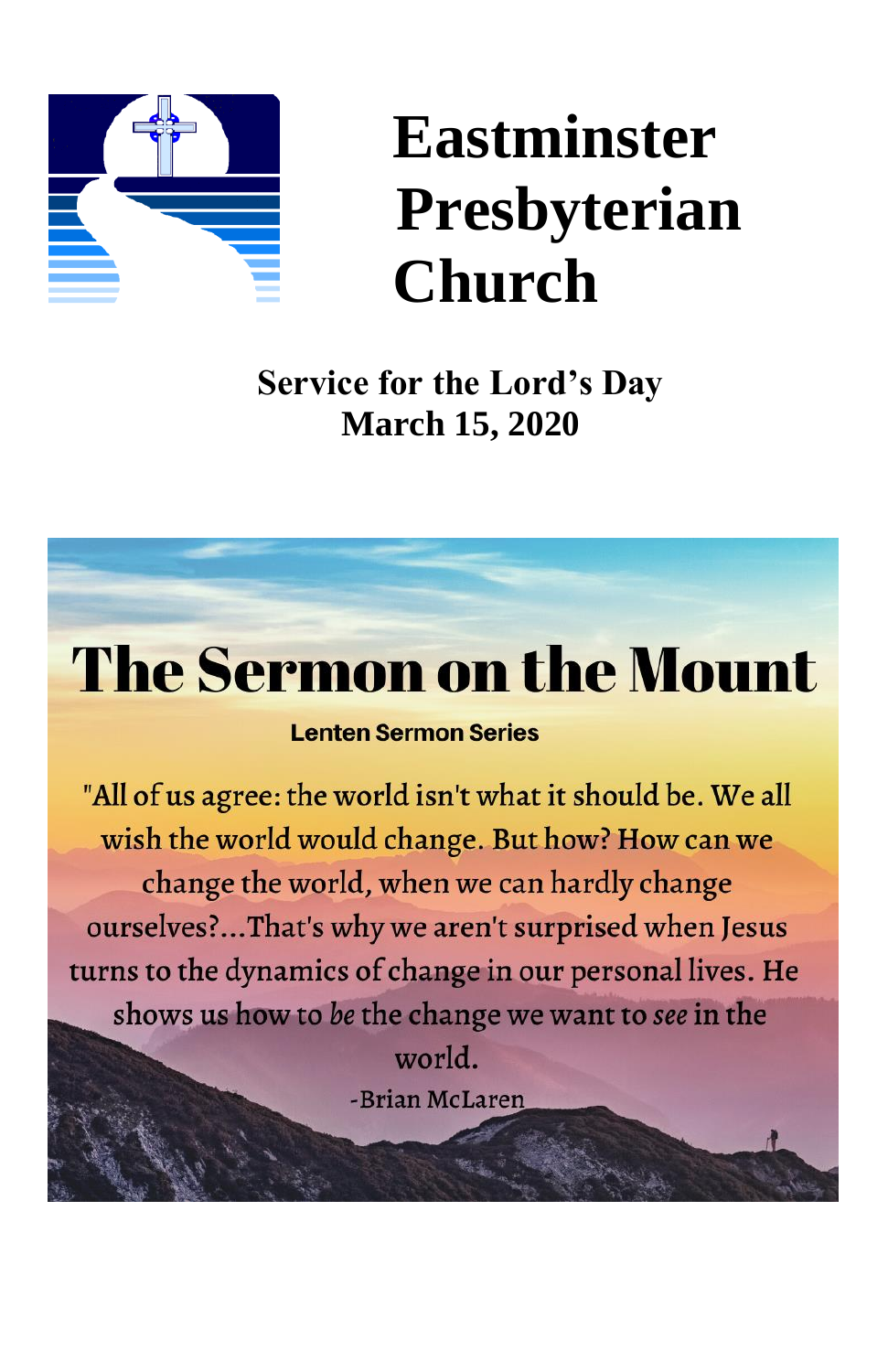# Eastminster Presbyterian Church

**Service for the Lord's Day**
**March 15, 2020**

## The Sermon on the Mount

**Lenten Sermon Series**

"All of us agree: the world isn't what it should be. We all wish the world would change. But how? How can we change the world, when we can hardly change ourselves?...That's why we aren't surprised when Jesus turns to the dynamics of change in our personal lives. He shows us how to *be* the change we want to *see* in the world.

-Brian McLaren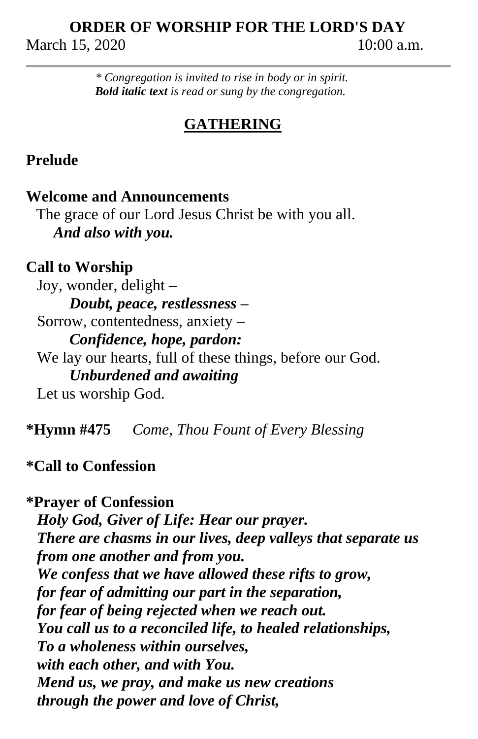# ORDER OF WORSHIP FOR THE LORD'S DAY

March 15, 2020 10:00 a.m.

---

*\* Congregation is invited to rise in body or in spirit.*
***Bold italic text** is read or sung by the congregation.*

## GATHERING

**Prelude**

**Welcome and Announcements**

The grace of our Lord Jesus Christ be with you all.
***And also with you.***

**Call to Worship**

Joy, wonder, delight –
***Doubt, peace, restlessness –***
Sorrow, contentedness, anxiety –
***Confidence, hope, pardon:***
We lay our hearts, full of these things, before our God.
***Unburdened and awaiting***
Let us worship God.

**\*Hymn #475** *Come, Thou Fount of Every Blessing*

**\*Call to Confession**

**\*Prayer of Confession**

***Holy God, Giver of Life: Hear our prayer.***
***There are chasms in our lives, deep valleys that separate us from one another and from you.***
***We confess that we have allowed these rifts to grow,***
***for fear of admitting our part in the separation,***
***for fear of being rejected when we reach out.***
***You call us to a reconciled life, to healed relationships,***
***To a wholeness within ourselves,***
***with each other, and with You.***
***Mend us, we pray, and make us new creations***
***through the power and love of Christ,***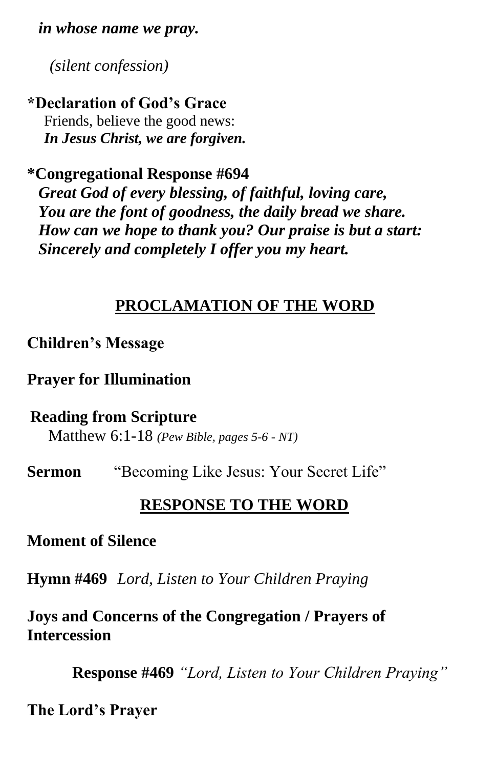***in whose name we pray.***

*(silent confession)*

**\*Declaration of God's Grace**

Friends, believe the good news:

***In Jesus Christ, we are forgiven.***

**\*Congregational Response #694**

***Great God of every blessing, of faithful, loving care,***
***You are the font of goodness, the daily bread we share.***
***How can we hope to thank you? Our praise is but a start:***
***Sincerely and completely I offer you my heart.***

## PROCLAMATION OF THE WORD

**Children's Message**

**Prayer for Illumination**

**Reading from Scripture**

Matthew 6:1-18 *(Pew Bible, pages 5-6 - NT)*

**Sermon** "Becoming Like Jesus: Your Secret Life"

## RESPONSE TO THE WORD

**Moment of Silence**

**Hymn #469** *Lord, Listen to Your Children Praying*

**Joys and Concerns of the Congregation / Prayers of Intercession**

**Response #469** *"Lord, Listen to Your Children Praying"*

**The Lord's Prayer**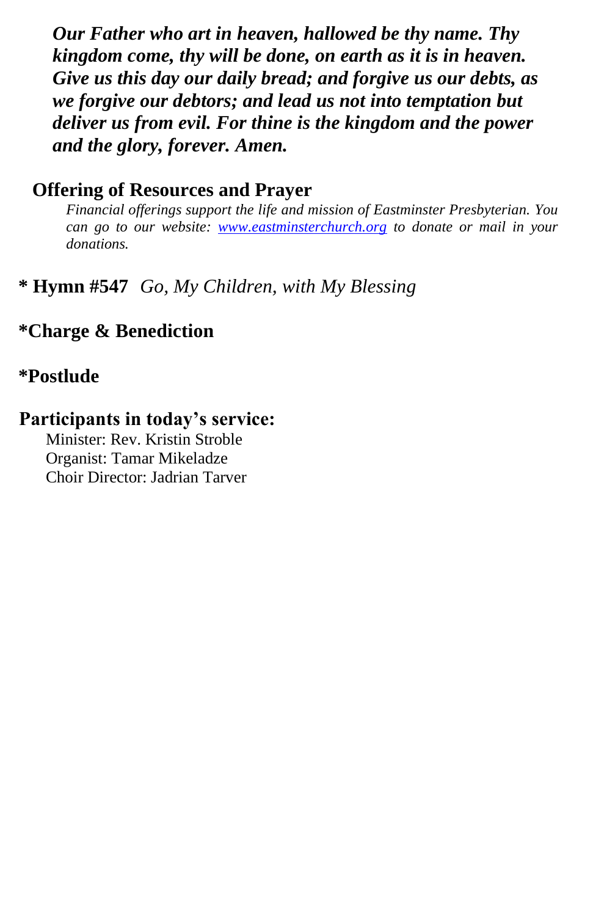***Our Father who art in heaven, hallowed be thy name. Thy kingdom come, thy will be done, on earth as it is in heaven. Give us this day our daily bread; and forgive us our debts, as we forgive our debtors; and lead us not into temptation but deliver us from evil. For thine is the kingdom and the power and the glory, forever. Amen.***

**Offering of Resources and Prayer**

*Financial offerings support the life and mission of Eastminster Presbyterian. You can go to our website: [www.eastminsterchurch.org](http://www.eastminsterchurch.org) to donate or mail in your donations.*

**\* Hymn #547** *Go, My Children, with My Blessing*

**\*Charge & Benediction**

**\*Postlude**

**Participants in today's service:**

Minister: Rev. Kristin Stroble
Organist: Tamar Mikeladze
Choir Director: Jadrian Tarver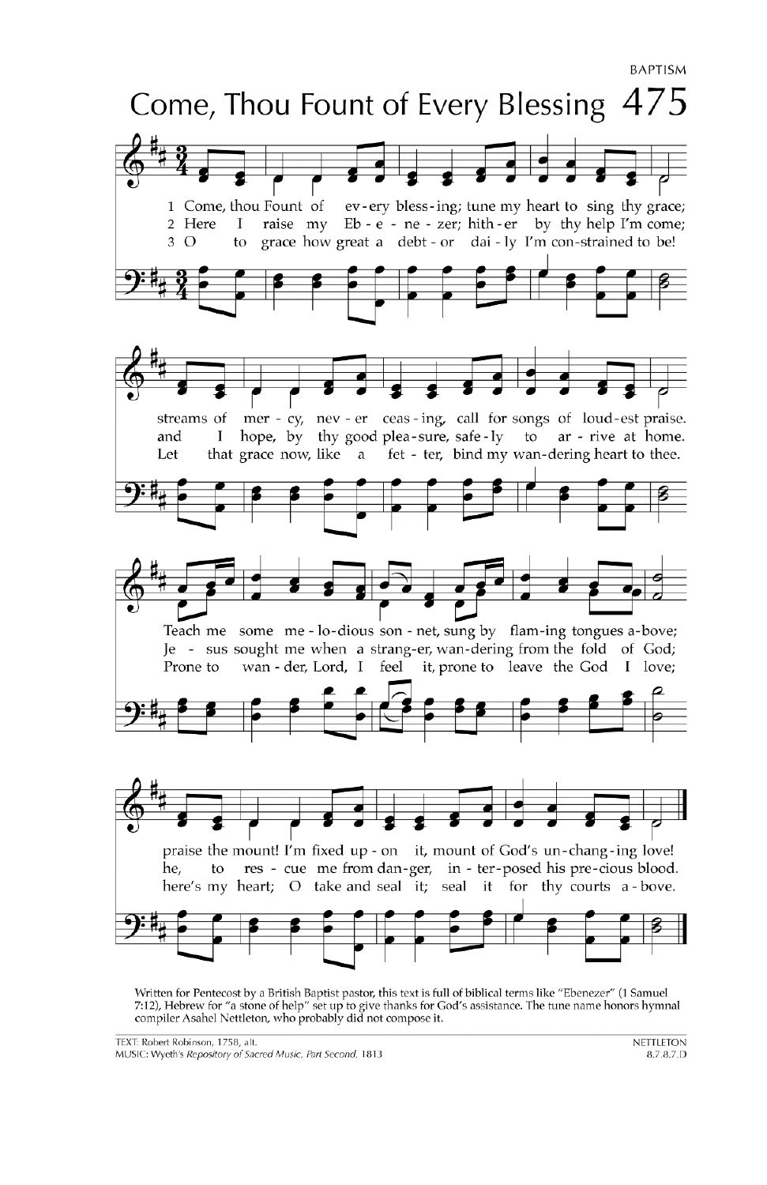BAPTISM

# Come, Thou Fount of Every Blessing 475

1 Come, thou Fount of every blessing; tune my heart to sing thy grace;
streams of mercy, never ceasing, call for songs of loudest praise.
Teach me some melodious sonnet, sung by flaming tongues above;
praise the mount! I'm fixed upon it, mount of God's unchanging love!

2 Here I raise my Ebenezer; hither by thy help I'm come;
and I hope, by thy good pleasure, safely to arrive at home.
Jesus sought me when a stranger, wandering from the fold of God;
he, to rescue me from danger, interposed his precious blood.

3 O to grace how great a debtor daily I'm constrained to be!
Let that grace now, like a fetter, bind my wandering heart to thee.
Prone to wander, Lord, I feel it, prone to leave the God I love;
here's my heart; O take and seal it; seal it for thy courts above.

Written for Pentecost by a British Baptist pastor, this text is full of biblical terms like "Ebenezer" (1 Samuel 7:12), Hebrew for "a stone of help" set up to give thanks for God's assistance. The tune name honors hymnal compiler Asahel Nettleton, who probably did not compose it.

TEXT: Robert Robinson, 1758, alt.
MUSIC: Wyeth's *Repository of Sacred Music, Part Second*, 1813

NETTLETON
8.7.8.7.D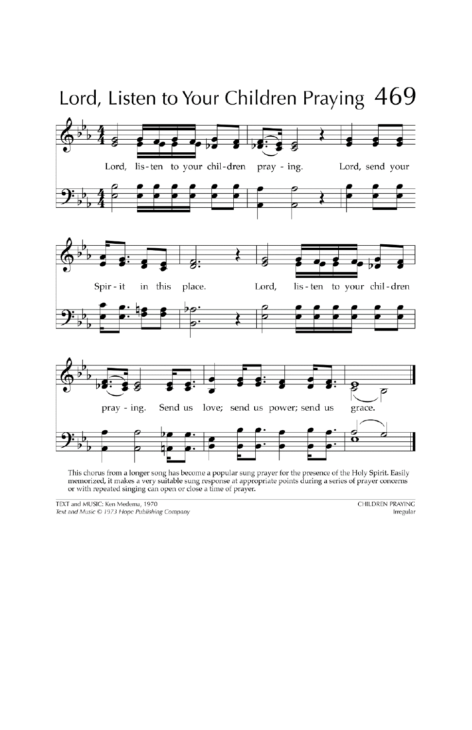# Lord, Listen to Your Children Praying 469

Lord, lis-ten to your chil-dren pray - ing. Lord, send your Spir - it in this place. Lord, lis-ten to your chil-dren pray - ing. Send us love; send us power; send us grace.

This chorus from a longer song has become a popular sung prayer for the presence of the Holy Spirit. Easily memorized, it makes a very suitable sung response at appropriate points during a series of prayer concerns or with repeated singing can open or close a time of prayer.

TEXT and MUSIC: Ken Medema, 1970
*Text and Music © 1973 Hope Publishing Company*

CHILDREN PRAYING
Irregular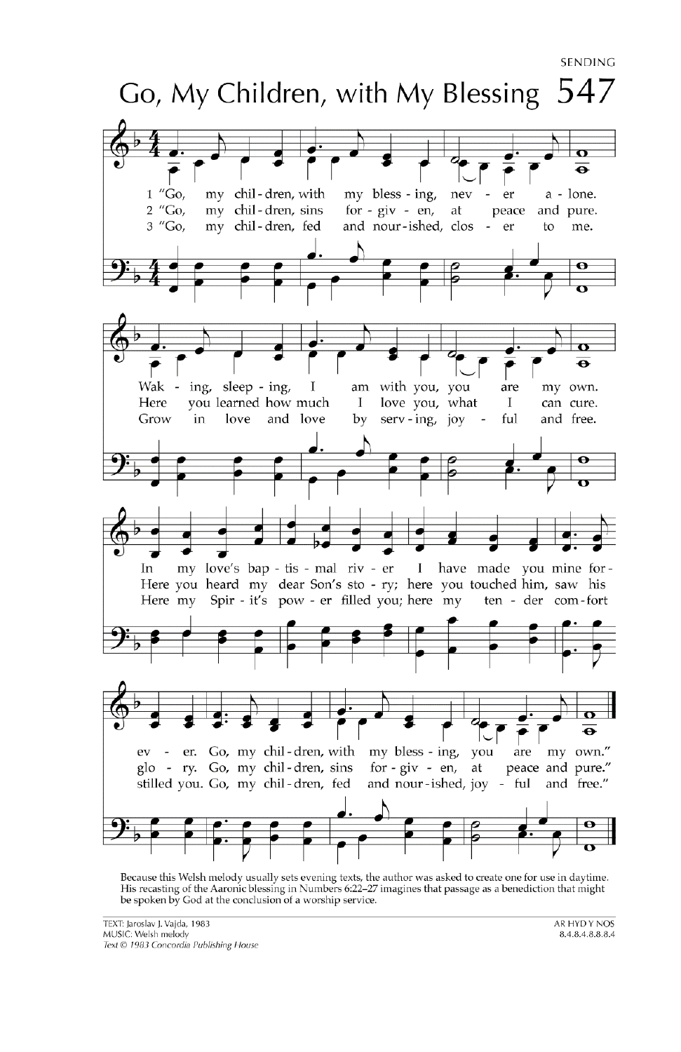SENDING

# Go, My Children, with My Blessing 547

1 "Go, my chil-dren, with my bless-ing, nev-er a-lone.
Wak-ing, sleep-ing, I am with you, you are my own.
In my love's bap-tis-mal riv-er I have made you mine for-ev-er.
Go, my chil-dren, with my bless-ing, you are my own."

2 "Go, my chil-dren, sins for-giv-en, at peace and pure.
Here you learned how much I love you, what I can cure.
Here you heard my dear Son's sto-ry; here you touched him, saw his glo-ry.
Go, my chil-dren, sins for-giv-en, at peace and pure."

3 "Go, my chil-dren, fed and nour-ished, clos-er to me.
Grow in love and love by serv-ing, joy-ful and free.
Here my Spir-it's pow-er filled you; here my ten-der com-fort stilled you.
Go, my chil-dren, fed and nour-ished, joy-ful and free."

Because this Welsh melody usually sets evening texts, the author was asked to create one for use in daytime. His recasting of the Aaronic blessing in Numbers 6:22–27 imagines that passage as a benediction that might be spoken by God at the conclusion of a worship service.

TEXT: Jaroslav J. Vajda, 1983
MUSIC: Welsh melody
*Text © 1983 Concordia Publishing House*

AR HYD Y NOS
8.4.8.4.8.8.8.4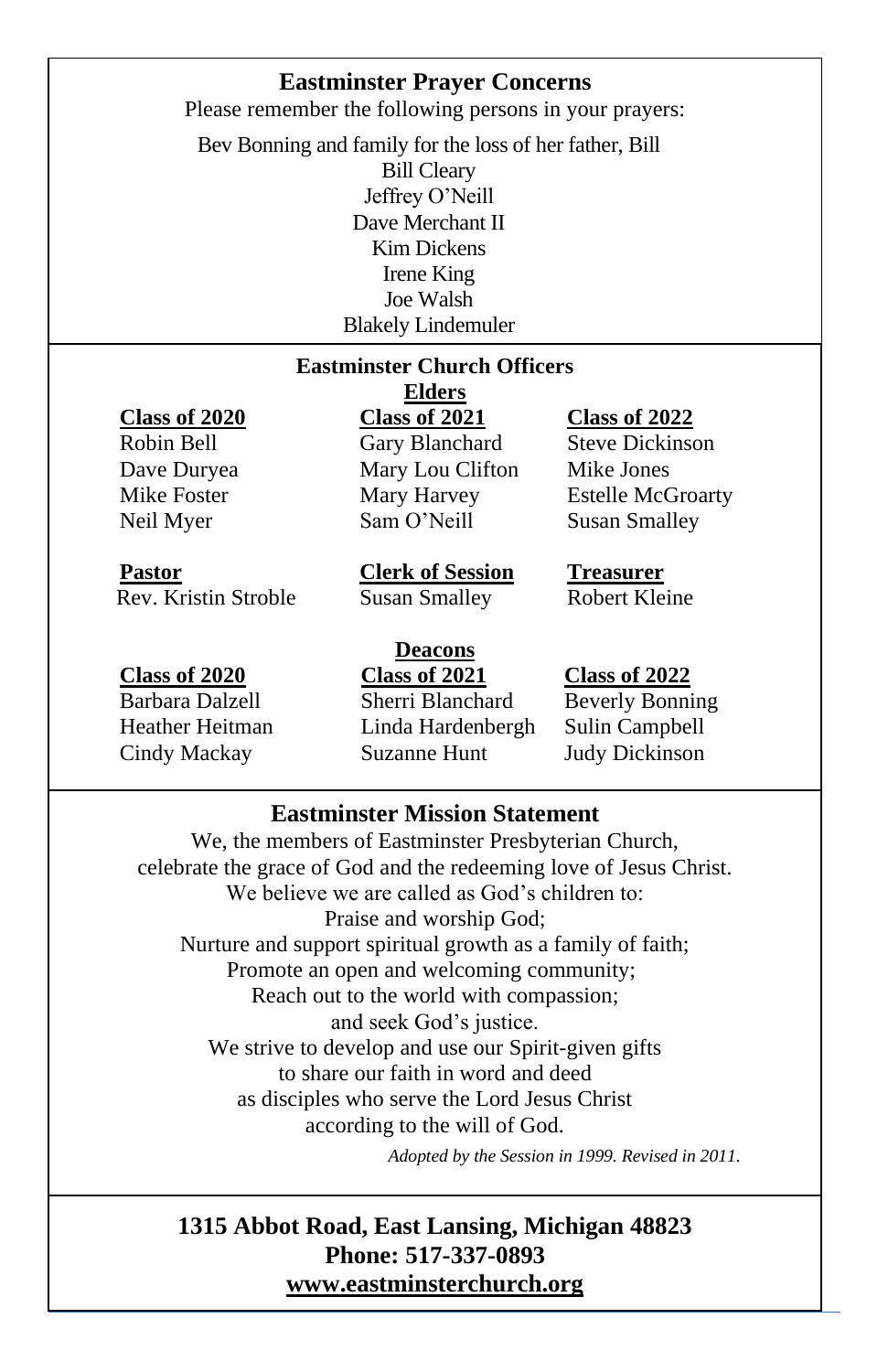## Eastminster Prayer Concerns

Please remember the following persons in your prayers:

Bev Bonning and family for the loss of her father, Bill
Bill Cleary
Jeffrey O'Neill
Dave Merchant II
Kim Dickens
Irene King
Joe Walsh
Blakely Lindemuler

## Eastminster Church Officers

### Elders

| Class of 2020 | Class of 2021 | Class of 2022 |
| --- | --- | --- |
| Robin Bell | Gary Blanchard | Steve Dickinson |
| Dave Duryea | Mary Lou Clifton | Mike Jones |
| Mike Foster | Mary Harvey | Estelle McGroarty |
| Neil Myer | Sam O'Neill | Susan Smalley |

| Pastor | Clerk of Session | Treasurer |
| --- | --- | --- |
| Rev. Kristin Stroble | Susan Smalley | Robert Kleine |

### Deacons

| Class of 2020 | Class of 2021 | Class of 2022 |
| --- | --- | --- |
| Barbara Dalzell | Sherri Blanchard | Beverly Bonning |
| Heather Heitman | Linda Hardenbergh | Sulin Campbell |
| Cindy Mackay | Suzanne Hunt | Judy Dickinson |

## Eastminster Mission Statement

We, the members of Eastminster Presbyterian Church,
celebrate the grace of God and the redeeming love of Jesus Christ.
We believe we are called as God's children to:
Praise and worship God;
Nurture and support spiritual growth as a family of faith;
Promote an open and welcoming community;
Reach out to the world with compassion;
and seek God's justice.
We strive to develop and use our Spirit-given gifts
to share our faith in word and deed
as disciples who serve the Lord Jesus Christ
according to the will of God.

*Adopted by the Session in 1999. Revised in 2011.*

**1315 Abbot Road, East Lansing, Michigan 48823**
**Phone: 517-337-0893**
**www.eastminsterchurch.org**